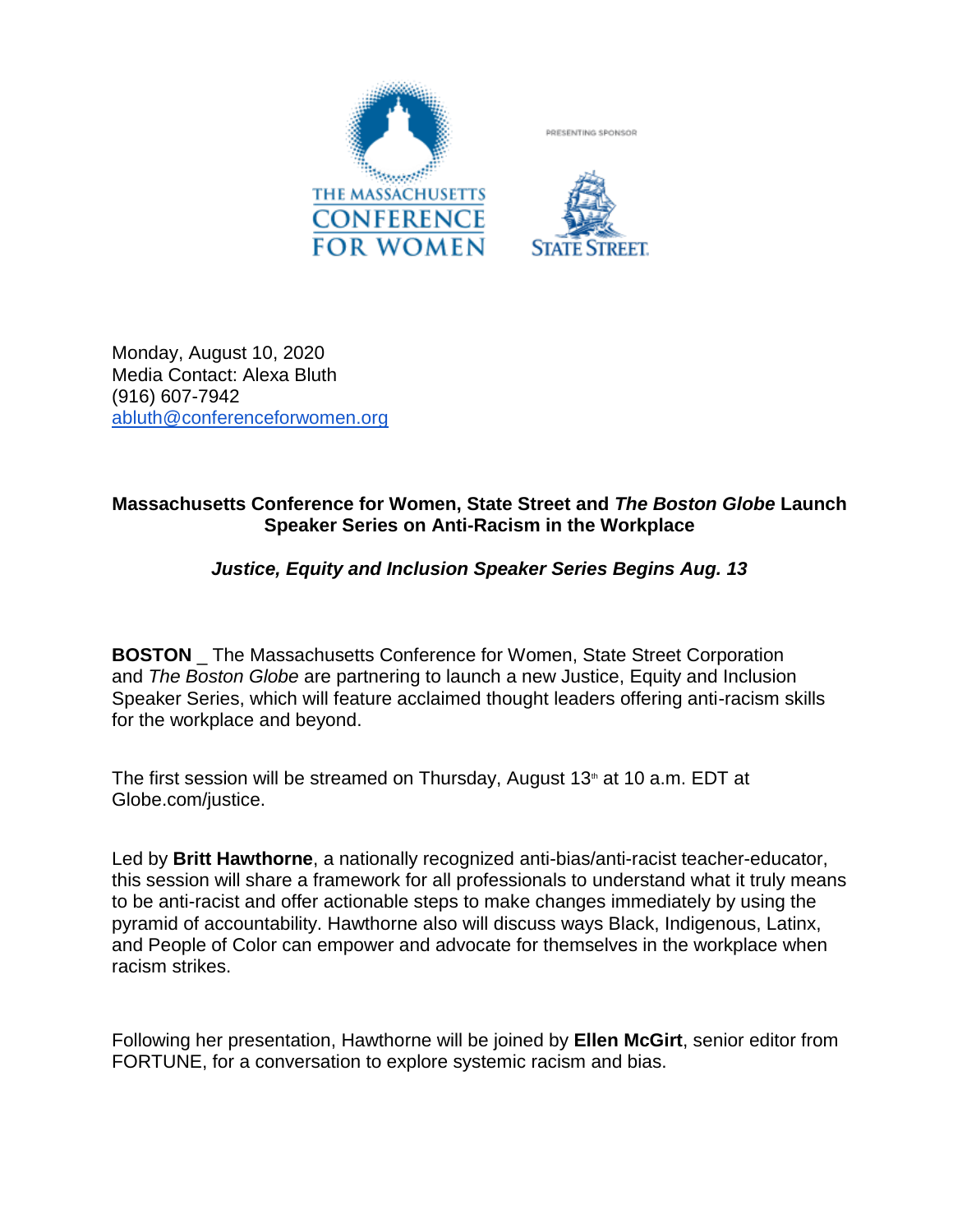THE MASSACHUSETTS CONFERENCE FOR WOMEN

PRESENTING SPONSOR

STATE STREET.

Monday, August 10, 2020
Media Contact: Alexa Bluth
(916) 607-7942
abluth@conferenceforwomen.org

**Massachusetts Conference for Women, State Street and *The Boston Globe* Launch Speaker Series on Anti-Racism in the Workplace**

***Justice, Equity and Inclusion Speaker Series Begins Aug. 13***

**BOSTON** _ The Massachusetts Conference for Women, State Street Corporation and *The Boston Globe* are partnering to launch a new Justice, Equity and Inclusion Speaker Series, which will feature acclaimed thought leaders offering anti-racism skills for the workplace and beyond.

The first session will be streamed on Thursday, August 13th at 10 a.m. EDT at Globe.com/justice.

Led by **Britt Hawthorne**, a nationally recognized anti-bias/anti-racist teacher-educator, this session will share a framework for all professionals to understand what it truly means to be anti-racist and offer actionable steps to make changes immediately by using the pyramid of accountability. Hawthorne also will discuss ways Black, Indigenous, Latinx, and People of Color can empower and advocate for themselves in the workplace when racism strikes.

Following her presentation, Hawthorne will be joined by **Ellen McGirt**, senior editor from FORTUNE, for a conversation to explore systemic racism and bias.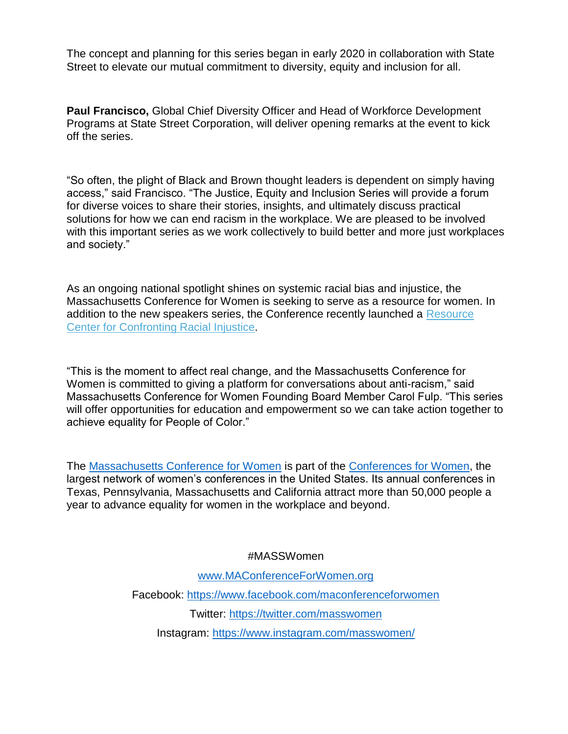The concept and planning for this series began in early 2020 in collaboration with State Street to elevate our mutual commitment to diversity, equity and inclusion for all.

**Paul Francisco,** Global Chief Diversity Officer and Head of Workforce Development Programs at State Street Corporation, will deliver opening remarks at the event to kick off the series.

"So often, the plight of Black and Brown thought leaders is dependent on simply having access," said Francisco. "The Justice, Equity and Inclusion Series will provide a forum for diverse voices to share their stories, insights, and ultimately discuss practical solutions for how we can end racism in the workplace. We are pleased to be involved with this important series as we work collectively to build better and more just workplaces and society."

As an ongoing national spotlight shines on systemic racial bias and injustice, the Massachusetts Conference for Women is seeking to serve as a resource for women. In addition to the new speakers series, the Conference recently launched a Resource Center for Confronting Racial Injustice.

"This is the moment to affect real change, and the Massachusetts Conference for Women is committed to giving a platform for conversations about anti-racism," said Massachusetts Conference for Women Founding Board Member Carol Fulp. "This series will offer opportunities for education and empowerment so we can take action together to achieve equality for People of Color."

The Massachusetts Conference for Women is part of the Conferences for Women, the largest network of women's conferences in the United States. Its annual conferences in Texas, Pennsylvania, Massachusetts and California attract more than 50,000 people a year to advance equality for women in the workplace and beyond.

#MASSWomen

www.MAConferenceForWomen.org

Facebook: https://www.facebook.com/maconferenceforwomen

Twitter: https://twitter.com/masswomen

Instagram: https://www.instagram.com/masswomen/